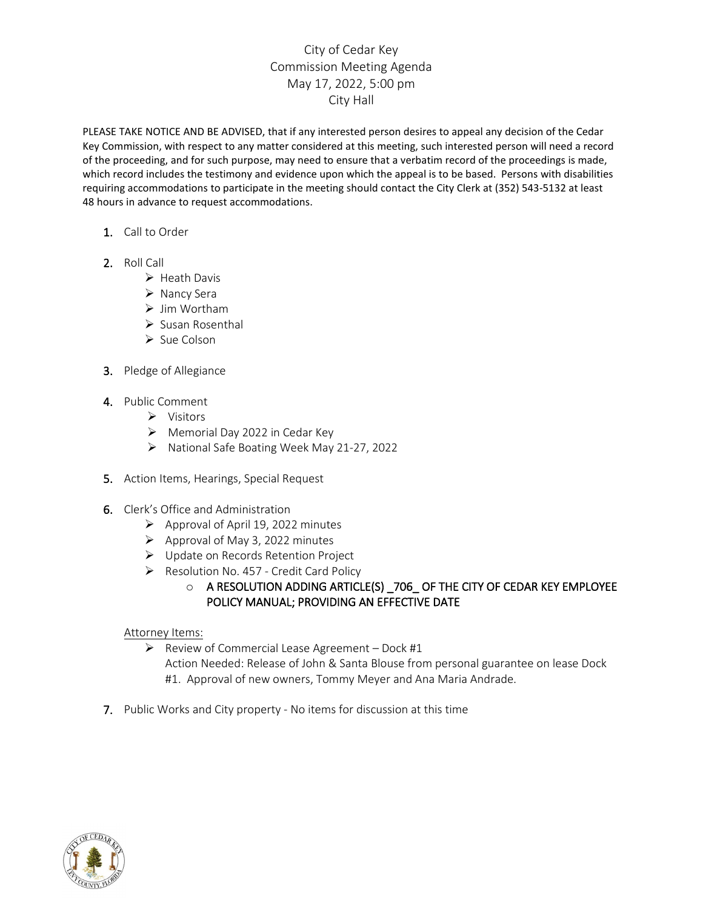# City of Cedar Key
## Commission Meeting Agenda
### May 17, 2022, 5:00 pm
### City Hall

PLEASE TAKE NOTICE AND BE ADVISED, that if any interested person desires to appeal any decision of the Cedar Key Commission, with respect to any matter considered at this meeting, such interested person will need a record of the proceeding, and for such purpose, may need to ensure that a verbatim record of the proceedings is made, which record includes the testimony and evidence upon which the appeal is to be based. Persons with disabilities requiring accommodations to participate in the meeting should contact the City Clerk at (352) 543-5132 at least 48 hours in advance to request accommodations.

1. Call to Order

2. Roll Call
   - Heath Davis
   - Nancy Sera
   - Jim Wortham
   - Susan Rosenthal
   - Sue Colson

3. Pledge of Allegiance

4. Public Comment
   - Visitors
   - Memorial Day 2022 in Cedar Key
   - National Safe Boating Week May 21-27, 2022

5. Action Items, Hearings, Special Request

6. Clerk's Office and Administration
   - Approval of April 19, 2022 minutes
   - Approval of May 3, 2022 minutes
   - Update on Records Retention Project
   - Resolution No. 457 - Credit Card Policy
     - A RESOLUTION ADDING ARTICLE(S) _706_ OF THE CITY OF CEDAR KEY EMPLOYEE POLICY MANUAL; PROVIDING AN EFFECTIVE DATE

   Attorney Items:
   - Review of Commercial Lease Agreement – Dock #1
     Action Needed: Release of John & Santa Blouse from personal guarantee on lease Dock #1. Approval of new owners, Tommy Meyer and Ana Maria Andrade.

7. Public Works and City property - No items for discussion at this time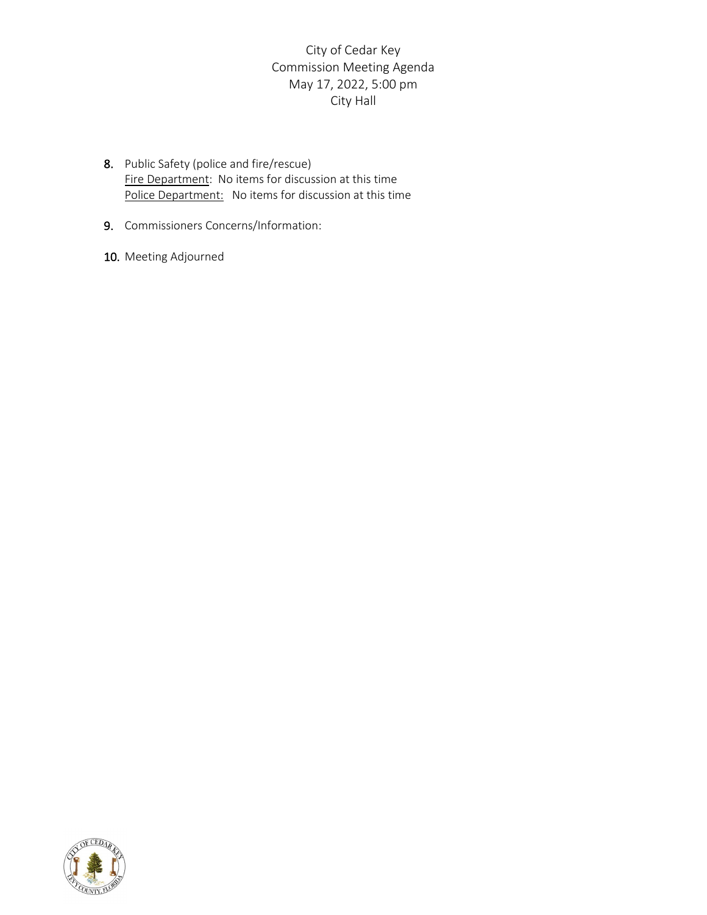City of Cedar Key
Commission Meeting Agenda
May 17, 2022, 5:00 pm
City Hall

8. Public Safety (police and fire/rescue)
   Fire Department: No items for discussion at this time
   Police Department: No items for discussion at this time

9. Commissioners Concerns/Information:

10. Meeting Adjourned